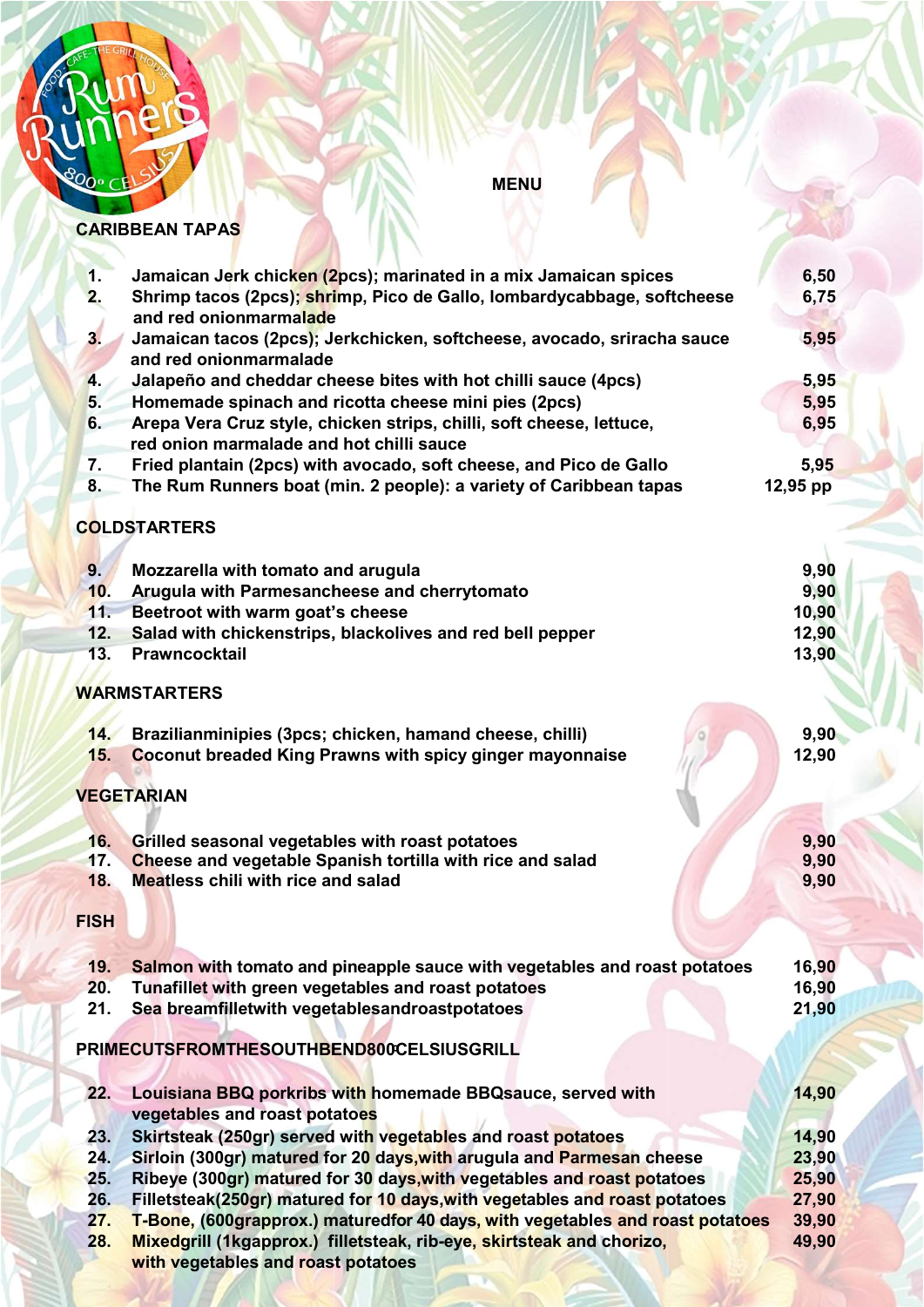# MENU

## CARIBBEAN TAPAS

| | | |
|---|---|---|
| 1. | Jamaican Jerk chicken (2pcs); marinated in a mix Jamaican spices | 6,50 |
| 2. | Shrimp tacos (2pcs); shrimp, Pico de Gallo, lombardycabbage, softcheese and red onionmarmalade | 6,75 |
| 3. | Jamaican tacos (2pcs); Jerkchicken, softcheese, avocado, sriracha sauce and red onionmarmalade | 5,95 |
| 4. | Jalapeño and cheddar cheese bites with hot chilli sauce (4pcs) | 5,95 |
| 5. | Homemade spinach and ricotta cheese mini pies (2pcs) | 5,95 |
| 6. | Arepa Vera Cruz style, chicken strips, chilli, soft cheese, lettuce, red onion marmalade and hot chilli sauce | 6,95 |
| 7. | Fried plantain (2pcs) with avocado, soft cheese, and Pico de Gallo | 5,95 |
| 8. | The Rum Runners boat (min. 2 people): a variety of Caribbean tapas | 12,95 pp |

## COLDSTARTERS

| | | |
|---|---|---|
| 9. | Mozzarella with tomato and arugula | 9,90 |
| 10. | Arugula with Parmesancheese and cherrytomato | 9,90 |
| 11. | Beetroot with warm goat's cheese | 10,90 |
| 12. | Salad with chickenstrips, blackolives and red bell pepper | 12,90 |
| 13. | Prawncocktail | 13,90 |

## WARMSTARTERS

| | | |
|---|---|---|
| 14. | Brazilianminipies (3pcs; chicken, hamand cheese, chilli) | 9,90 |
| 15. | Coconut breaded King Prawns with spicy ginger mayonnaise | 12,90 |

## VEGETARIAN

| | | |
|---|---|---|
| 16. | Grilled seasonal vegetables with roast potatoes | 9,90 |
| 17. | Cheese and vegetable Spanish tortilla with rice and salad | 9,90 |
| 18. | Meatless chili with rice and salad | 9,90 |

## FISH

| | | |
|---|---|---|
| 19. | Salmon with tomato and pineapple sauce with vegetables and roast potatoes | 16,90 |
| 20. | Tunafillet with green vegetables and roast potatoes | 16,90 |
| 21. | Sea breamfilletwith vegetablesandroastpotatoes | 21,90 |

## PRIMECUTSFROMTHESOUTHBEND800°CELSIUSGRILL

| | | |
|---|---|---|
| 22. | Louisiana BBQ porkribs with homemade BBQsauce, served with vegetables and roast potatoes | 14,90 |
| 23. | Skirtsteak (250gr) served with vegetables and roast potatoes | 14,90 |
| 24. | Sirloin (300gr) matured for 20 days,with arugula and Parmesan cheese | 23,90 |
| 25. | Ribeye (300gr) matured for 30 days,with vegetables and roast potatoes | 25,90 |
| 26. | Filletsteak(250gr) matured for 10 days,with vegetables and roast potatoes | 27,90 |
| 27. | T-Bone, (600grapprox.) maturedfor 40 days, with vegetables and roast potatoes | 39,90 |
| 28. | Mixedgrill (1kgapprox.) filletsteak, rib-eye, skirtsteak and chorizo, with vegetables and roast potatoes | 49,90 |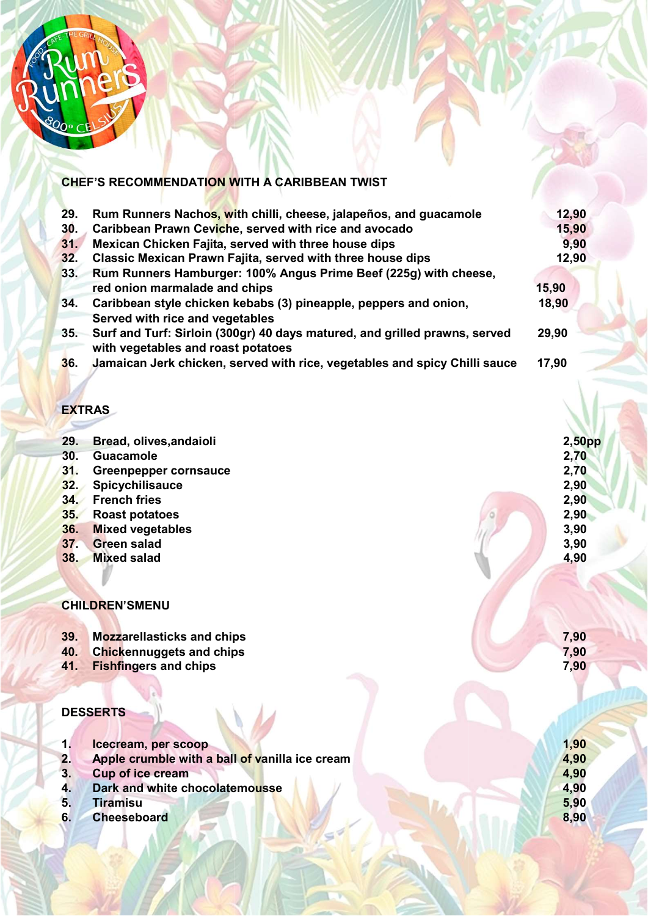**CHEF'S RECOMMENDATION WITH A CARIBBEAN TWIST**

| | | |
|---|---|---|
| 29. | Rum Runners Nachos, with chilli, cheese, jalapeños, and guacamole | 12,90 |
| 30. | Caribbean Prawn Ceviche, served with rice and avocado | 15,90 |
| 31. | Mexican Chicken Fajita, served with three house dips | 9,90 |
| 32. | Classic Mexican Prawn Fajita, served with three house dips | 12,90 |
| 33. | Rum Runners Hamburger: 100% Angus Prime Beef (225g) with cheese, red onion marmalade and chips | 15,90 |
| 34. | Caribbean style chicken kebabs (3) pineapple, peppers and onion, Served with rice and vegetables | 18,90 |
| 35. | Surf and Turf: Sirloin (300gr) 40 days matured, and grilled prawns, served with vegetables and roast potatoes | 29,90 |
| 36. | Jamaican Jerk chicken, served with rice, vegetables and spicy Chilli sauce | 17,90 |

**EXTRAS**

| | | |
|---|---|---|
| 29. | Bread, olives,andaioli | 2,50pp |
| 30. | Guacamole | 2,70 |
| 31. | Greenpepper cornsauce | 2,70 |
| 32. | Spicychilisauce | 2,90 |
| 34. | French fries | 2,90 |
| 35. | Roast potatoes | 2,90 |
| 36. | Mixed vegetables | 3,90 |
| 37. | Green salad | 3,90 |
| 38. | Mixed salad | 4,90 |

**CHILDREN'SMENU**

| | | |
|---|---|---|
| 39. | Mozzarellasticks and chips | 7,90 |
| 40. | Chickennuggets and chips | 7,90 |
| 41. | Fishfingers and chips | 7,90 |

**DESSERTS**

| | | |
|---|---|---|
| 1. | Icecream, per scoop | 1,90 |
| 2. | Apple crumble with a ball of vanilla ice cream | 4,90 |
| 3. | Cup of ice cream | 4,90 |
| 4. | Dark and white chocolatemousse | 4,90 |
| 5. | Tiramisu | 5,90 |
| 6. | Cheeseboard | 8,90 |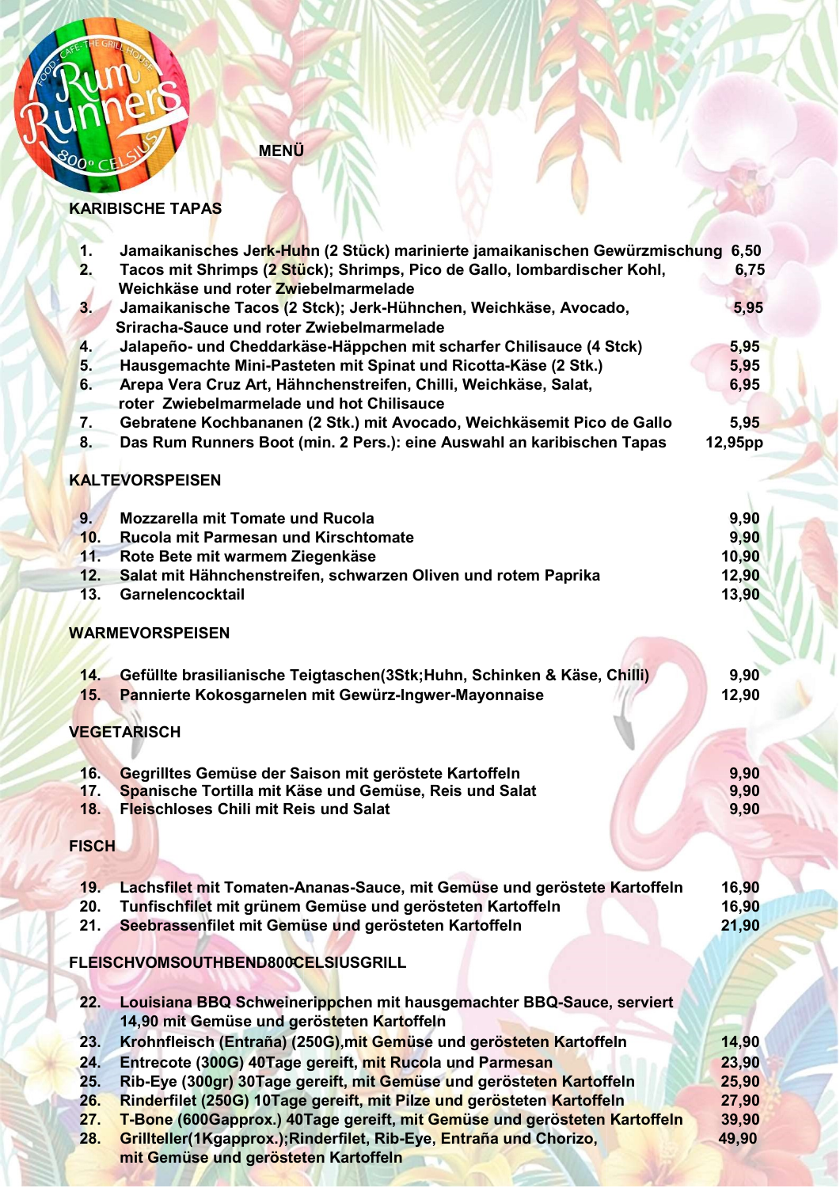MENÜ

## KARIBISCHE TAPAS

| Nr. | Gericht | Preis |
|---|---|---|
| 1. | Jamaikanisches Jerk-Huhn (2 Stück) marinierte jamaikanischen Gewürzmischung | 6,50 |
| 2. | Tacos mit Shrimps (2 Stück); Shrimps, Pico de Gallo, lombardischer Kohl, Weichkäse und roter Zwiebelmarmelade | 6,75 |
| 3. | Jamaikanische Tacos (2 Stck); Jerk-Hühnchen, Weichkäse, Avocado, Sriracha-Sauce und roter Zwiebelmarmelade | 5,95 |
| 4. | Jalapeño- und Cheddarkäse-Häppchen mit scharfer Chilisauce (4 Stck) | 5,95 |
| 5. | Hausgemachte Mini-Pasteten mit Spinat und Ricotta-Käse (2 Stk.) | 5,95 |
| 6. | Arepa Vera Cruz Art, Hähnchenstreifen, Chilli, Weichkäse, Salat, roter Zwiebelmarmelade und hot Chilisauce | 6,95 |
| 7. | Gebratene Kochbananen (2 Stk.) mit Avocado, Weichkäsemit Pico de Gallo | 5,95 |
| 8. | Das Rum Runners Boot (min. 2 Pers.): eine Auswahl an karibischen Tapas | 12,95pp |

## KALTEVORSPEISEN

| Nr. | Gericht | Preis |
|---|---|---|
| 9. | Mozzarella mit Tomate und Rucola | 9,90 |
| 10. | Rucola mit Parmesan und Kirschtomate | 9,90 |
| 11. | Rote Bete mit warmem Ziegenkäse | 10,90 |
| 12. | Salat mit Hähnchenstreifen, schwarzen Oliven und rotem Paprika | 12,90 |
| 13. | Garnelencocktail | 13,90 |

## WARMEVORSPEISEN

| Nr. | Gericht | Preis |
|---|---|---|
| 14. | Gefüllte brasilianische Teigtaschen(3Stk;Huhn, Schinken & Käse, Chilli) | 9,90 |
| 15. | Pannierte Kokosgarnelen mit Gewürz-Ingwer-Mayonnaise | 12,90 |

## VEGETARISCH

| Nr. | Gericht | Preis |
|---|---|---|
| 16. | Gegrilltes Gemüse der Saison mit geröstete Kartoffeln | 9,90 |
| 17. | Spanische Tortilla mit Käse und Gemüse, Reis und Salat | 9,90 |
| 18. | Fleischloses Chili mit Reis und Salat | 9,90 |

## FISCH

| Nr. | Gericht | Preis |
|---|---|---|
| 19. | Lachsfilet mit Tomaten-Ananas-Sauce, mit Gemüse und geröstete Kartoffeln | 16,90 |
| 20. | Tunfischfilet mit grünem Gemüse und gerösteten Kartoffeln | 16,90 |
| 21. | Seebrassenfilet mit Gemüse und gerösteten Kartoffeln | 21,90 |

## FLEISCHVOMSOUTHBEND800ºCELSIUSGRILL

| Nr. | Gericht | Preis |
|---|---|---|
| 22. | Louisiana BBQ Schweinerippchen mit hausgemachter BBQ-Sauce, serviert mit Gemüse und gerösteten Kartoffeln | 14,90 |
| 23. | Krohnfleisch (Entraña) (250G),mit Gemüse und gerösteten Kartoffeln | 14,90 |
| 24. | Entrecote (300G) 40Tage gereift, mit Rucola und Parmesan | 23,90 |
| 25. | Rib-Eye (300gr) 30Tage gereift, mit Gemüse und gerösteten Kartoffeln | 25,90 |
| 26. | Rinderfilet (250G) 10Tage gereift, mit Pilze und gerösteten Kartoffeln | 27,90 |
| 27. | T-Bone (600Gapprox.) 40Tage gereift, mit Gemüse und gerösteten Kartoffeln | 39,90 |
| 28. | Grillteller(1Kgapprox.);Rinderfilet, Rib-Eye, Entraña und Chorizo, mit Gemüse und gerösteten Kartoffeln | 49,90 |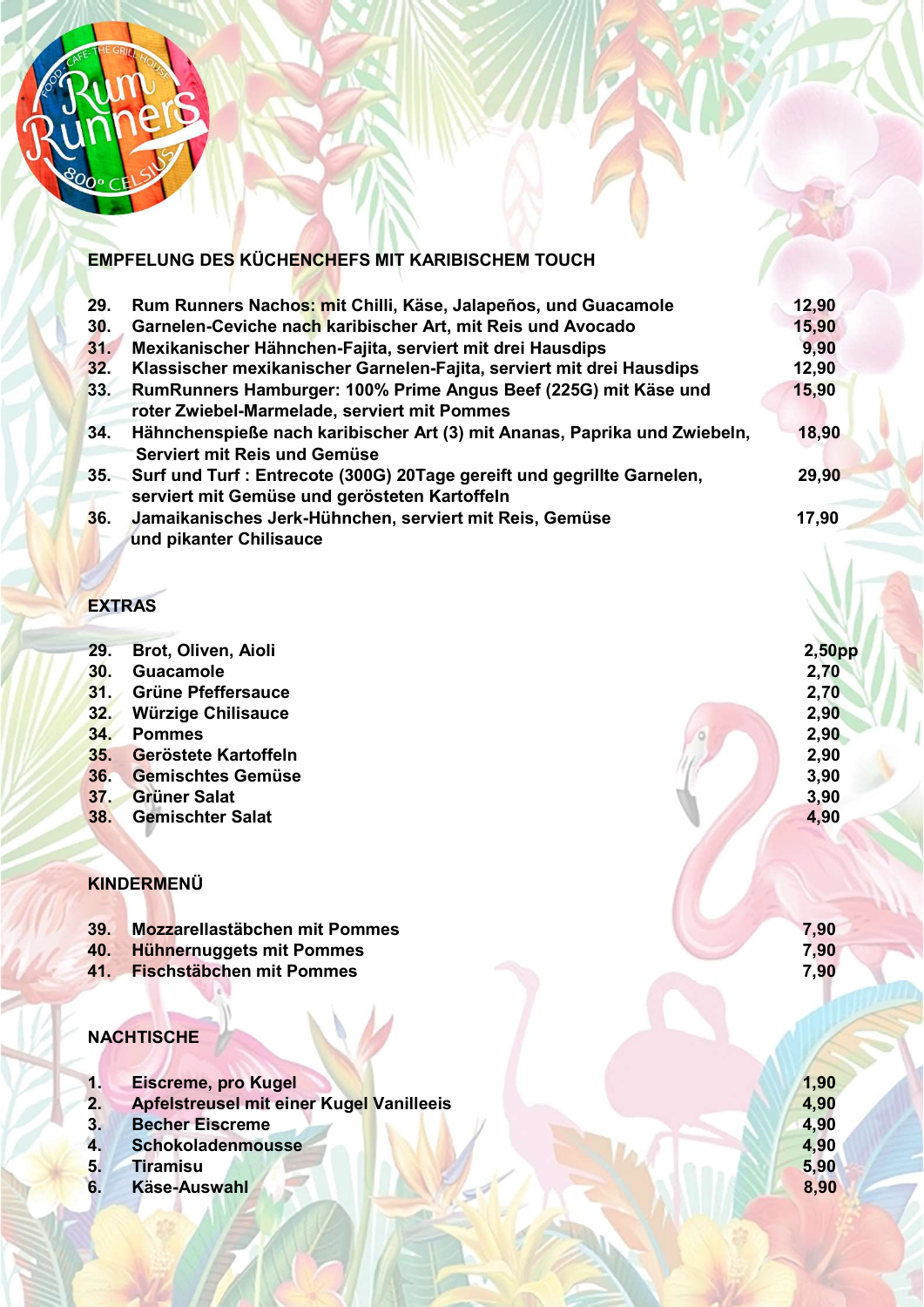## EMPFELUNG DES KÜCHENCHEFS MIT KARIBISCHEM TOUCH

| | | |
|---|---|---|
| 29. | Rum Runners Nachos: mit Chilli, Käse, Jalapeños, und Guacamole | 12,90 |
| 30. | Garnelen-Ceviche nach karibischer Art, mit Reis und Avocado | 15,90 |
| 31. | Mexikanischer Hähnchen-Fajita, serviert mit drei Hausdips | 9,90 |
| 32. | Klassischer mexikanischer Garnelen-Fajita, serviert mit drei Hausdips | 12,90 |
| 33. | RumRunners Hamburger: 100% Prime Angus Beef (225G) mit Käse und roter Zwiebel-Marmelade, serviert mit Pommes | 15,90 |
| 34. | Hähnchenspieße nach karibischer Art (3) mit Ananas, Paprika und Zwiebeln, Serviert mit Reis und Gemüse | 18,90 |
| 35. | Surf und Turf : Entrecote (300G) 20Tage gereift und gegrillte Garnelen, serviert mit Gemüse und gerösteten Kartoffeln | 29,90 |
| 36. | Jamaikanisches Jerk-Hühnchen, serviert mit Reis, Gemüse und pikanter Chilisauce | 17,90 |

## EXTRAS

| | | |
|---|---|---|
| 29. | Brot, Oliven, Aioli | 2,50pp |
| 30. | Guacamole | 2,70 |
| 31. | Grüne Pfeffersauce | 2,70 |
| 32. | Würzige Chilisauce | 2,90 |
| 34. | Pommes | 2,90 |
| 35. | Geröstete Kartoffeln | 2,90 |
| 36. | Gemischtes Gemüse | 3,90 |
| 37. | Grüner Salat | 3,90 |
| 38. | Gemischter Salat | 4,90 |

## KINDERMENÜ

| | | |
|---|---|---|
| 39. | Mozzarellastäbchen mit Pommes | 7,90 |
| 40. | Hühnernuggets mit Pommes | 7,90 |
| 41. | Fischstäbchen mit Pommes | 7,90 |

## NACHTISCHE

| | | |
|---|---|---|
| 1. | Eiscreme, pro Kugel | 1,90 |
| 2. | Apfelstreusel mit einer Kugel Vanilleeis | 4,90 |
| 3. | Becher Eiscreme | 4,90 |
| 4. | Schokoladenmousse | 4,90 |
| 5. | Tiramisu | 5,90 |
| 6. | Käse-Auswahl | 8,90 |